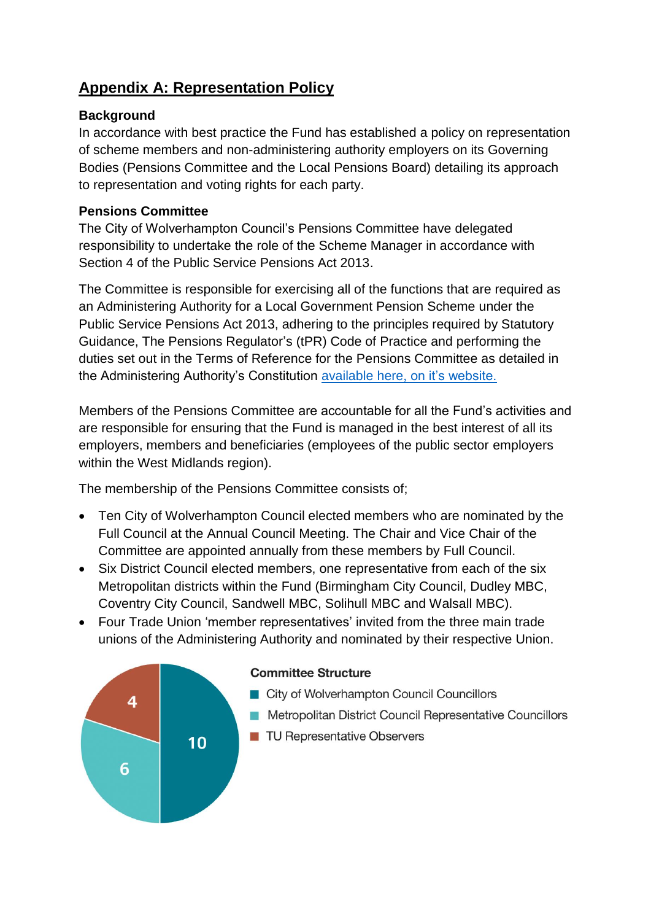## Appendix A: Representation Policy

**Background**

In accordance with best practice the Fund has established a policy on representation of scheme members and non-administering authority employers on its Governing Bodies (Pensions Committee and the Local Pensions Board) detailing its approach to representation and voting rights for each party.

**Pensions Committee**

The City of Wolverhampton Council's Pensions Committee have delegated responsibility to undertake the role of the Scheme Manager in accordance with Section 4 of the Public Service Pensions Act 2013.

The Committee is responsible for exercising all of the functions that are required as an Administering Authority for a Local Government Pension Scheme under the Public Service Pensions Act 2013, adhering to the principles required by Statutory Guidance, The Pensions Regulator's (tPR) Code of Practice and performing the duties set out in the Terms of Reference for the Pensions Committee as detailed in the Administering Authority's Constitution available here, on it's website.

Members of the Pensions Committee are accountable for all the Fund's activities and are responsible for ensuring that the Fund is managed in the best interest of all its employers, members and beneficiaries (employees of the public sector employers within the West Midlands region).

The membership of the Pensions Committee consists of;

- Ten City of Wolverhampton Council elected members who are nominated by the Full Council at the Annual Council Meeting. The Chair and Vice Chair of the Committee are appointed annually from these members by Full Council.
- Six District Council elected members, one representative from each of the six Metropolitan districts within the Fund (Birmingham City Council, Dudley MBC, Coventry City Council, Sandwell MBC, Solihull MBC and Walsall MBC).
- Four Trade Union 'member representatives' invited from the three main trade unions of the Administering Authority and nominated by their respective Union.

**Committee Structure**

| Group | Number |
|---|---|
| City of Wolverhampton Council Councillors | 10 |
| Metropolitan District Council Representative Councillors | 6 |
| TU Representative Observers | 4 |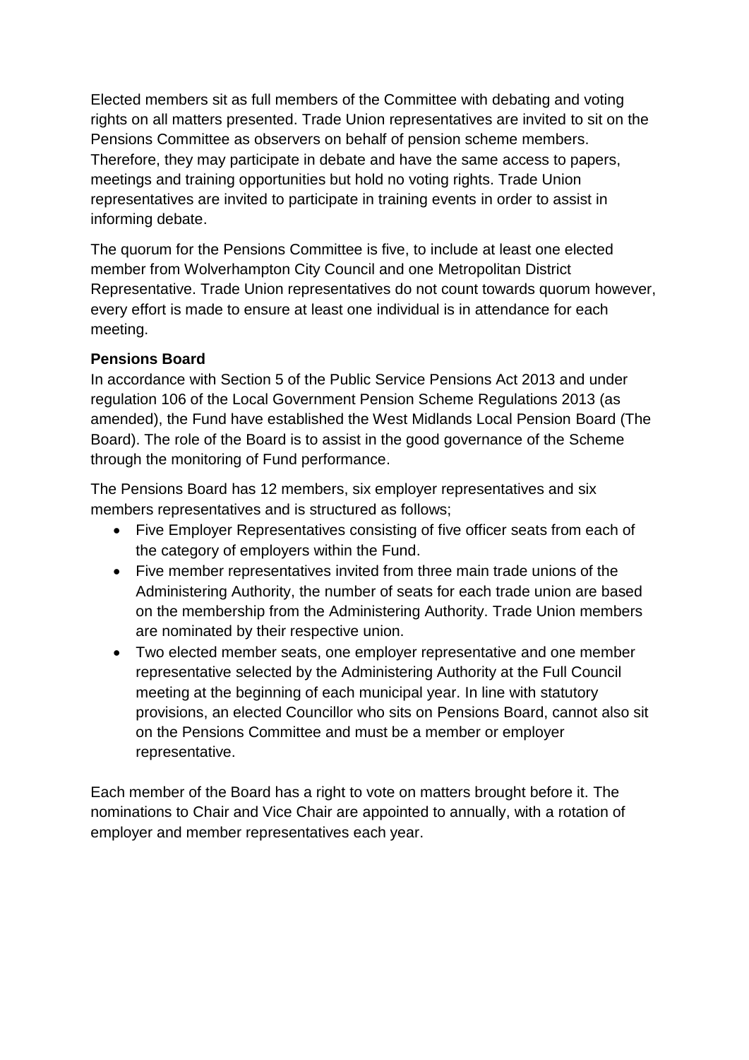Elected members sit as full members of the Committee with debating and voting rights on all matters presented. Trade Union representatives are invited to sit on the Pensions Committee as observers on behalf of pension scheme members. Therefore, they may participate in debate and have the same access to papers, meetings and training opportunities but hold no voting rights. Trade Union representatives are invited to participate in training events in order to assist in informing debate.

The quorum for the Pensions Committee is five, to include at least one elected member from Wolverhampton City Council and one Metropolitan District Representative. Trade Union representatives do not count towards quorum however, every effort is made to ensure at least one individual is in attendance for each meeting.

**Pensions Board**

In accordance with Section 5 of the Public Service Pensions Act 2013 and under regulation 106 of the Local Government Pension Scheme Regulations 2013 (as amended), the Fund have established the West Midlands Local Pension Board (The Board). The role of the Board is to assist in the good governance of the Scheme through the monitoring of Fund performance.

The Pensions Board has 12 members, six employer representatives and six members representatives and is structured as follows;

- Five Employer Representatives consisting of five officer seats from each of the category of employers within the Fund.
- Five member representatives invited from three main trade unions of the Administering Authority, the number of seats for each trade union are based on the membership from the Administering Authority. Trade Union members are nominated by their respective union.
- Two elected member seats, one employer representative and one member representative selected by the Administering Authority at the Full Council meeting at the beginning of each municipal year. In line with statutory provisions, an elected Councillor who sits on Pensions Board, cannot also sit on the Pensions Committee and must be a member or employer representative.

Each member of the Board has a right to vote on matters brought before it. The nominations to Chair and Vice Chair are appointed to annually, with a rotation of employer and member representatives each year.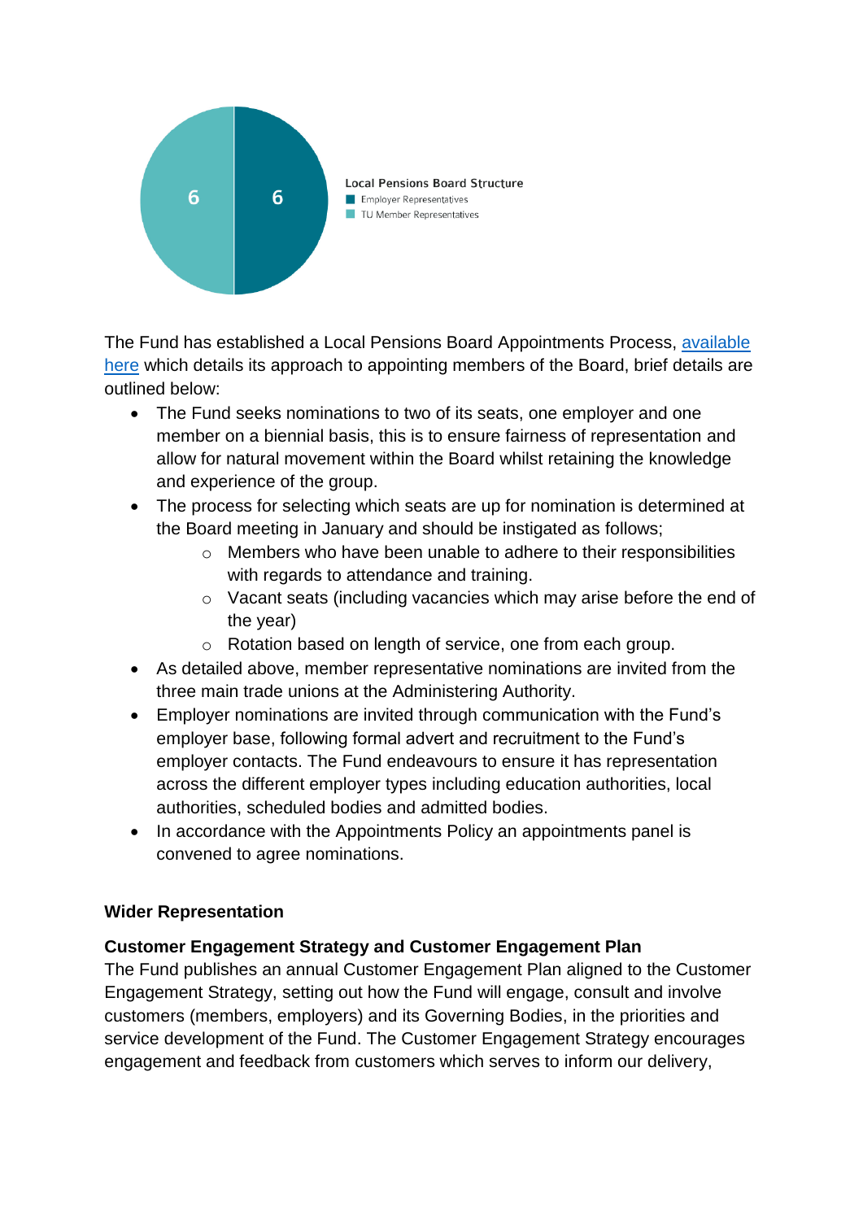**Local Pensions Board Structure**

- Employer Representatives: 6
- TU Member Representatives: 6

The Fund has established a Local Pensions Board Appointments Process, available here which details its approach to appointing members of the Board, brief details are outlined below:

- The Fund seeks nominations to two of its seats, one employer and one member on a biennial basis, this is to ensure fairness of representation and allow for natural movement within the Board whilst retaining the knowledge and experience of the group.
- The process for selecting which seats are up for nomination is determined at the Board meeting in January and should be instigated as follows;
  - Members who have been unable to adhere to their responsibilities with regards to attendance and training.
  - Vacant seats (including vacancies which may arise before the end of the year)
  - Rotation based on length of service, one from each group.
- As detailed above, member representative nominations are invited from the three main trade unions at the Administering Authority.
- Employer nominations are invited through communication with the Fund's employer base, following formal advert and recruitment to the Fund's employer contacts. The Fund endeavours to ensure it has representation across the different employer types including education authorities, local authorities, scheduled bodies and admitted bodies.
- In accordance with the Appointments Policy an appointments panel is convened to agree nominations.

## Wider Representation

### Customer Engagement Strategy and Customer Engagement Plan

The Fund publishes an annual Customer Engagement Plan aligned to the Customer Engagement Strategy, setting out how the Fund will engage, consult and involve customers (members, employers) and its Governing Bodies, in the priorities and service development of the Fund. The Customer Engagement Strategy encourages engagement and feedback from customers which serves to inform our delivery,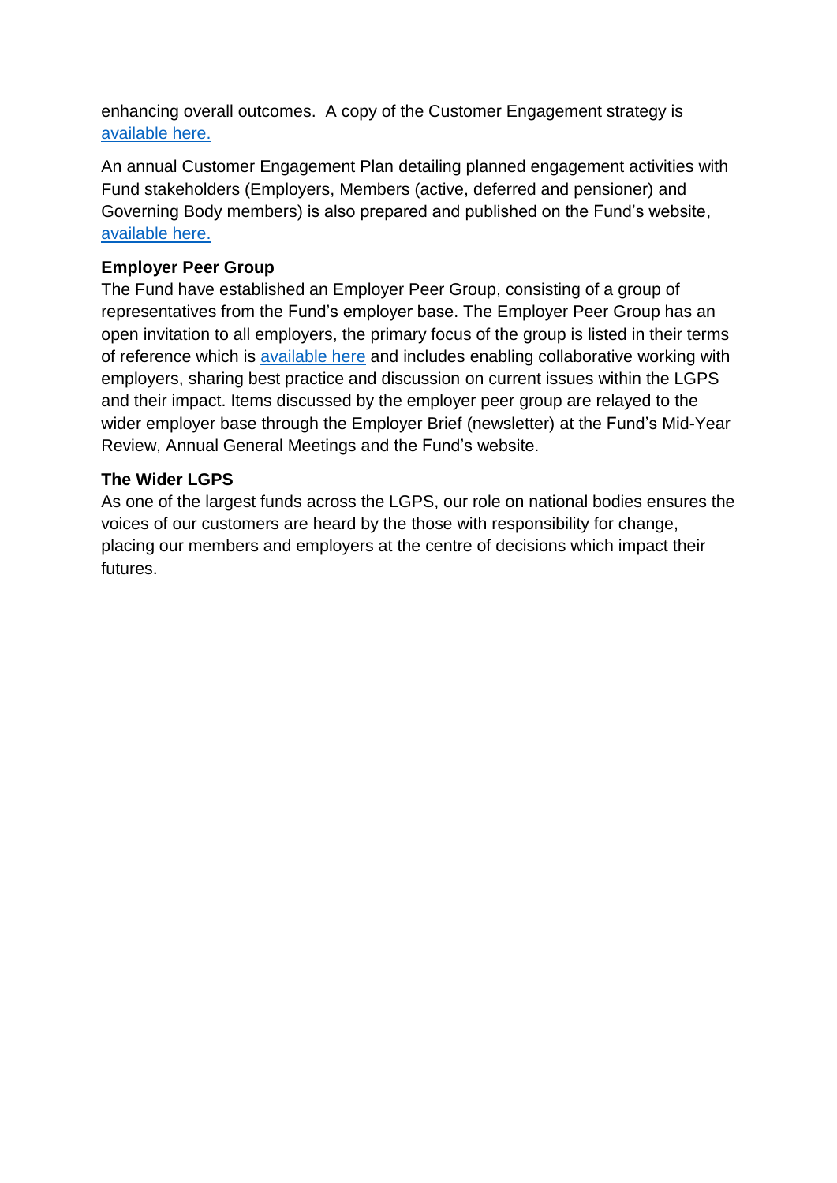enhancing overall outcomes. A copy of the Customer Engagement strategy is available here.

An annual Customer Engagement Plan detailing planned engagement activities with Fund stakeholders (Employers, Members (active, deferred and pensioner) and Governing Body members) is also prepared and published on the Fund's website, available here.

**Employer Peer Group**

The Fund have established an Employer Peer Group, consisting of a group of representatives from the Fund's employer base. The Employer Peer Group has an open invitation to all employers, the primary focus of the group is listed in their terms of reference which is available here and includes enabling collaborative working with employers, sharing best practice and discussion on current issues within the LGPS and their impact. Items discussed by the employer peer group are relayed to the wider employer base through the Employer Brief (newsletter) at the Fund's Mid-Year Review, Annual General Meetings and the Fund's website.

**The Wider LGPS**

As one of the largest funds across the LGPS, our role on national bodies ensures the voices of our customers are heard by the those with responsibility for change, placing our members and employers at the centre of decisions which impact their futures.